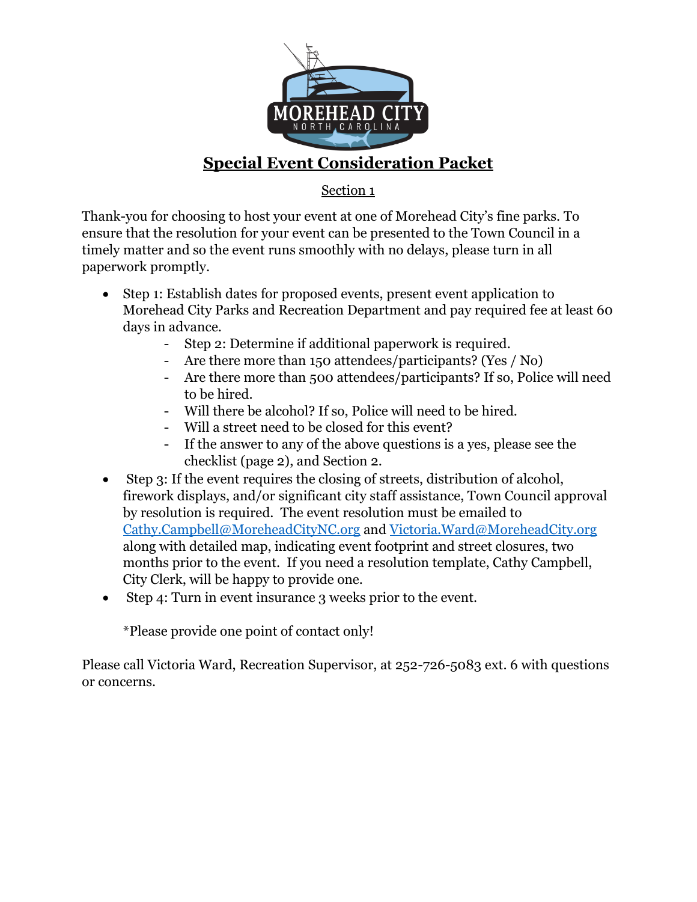# Special Event Consideration Packet

Section 1

Thank-you for choosing to host your event at one of Morehead City's fine parks. To ensure that the resolution for your event can be presented to the Town Council in a timely matter and so the event runs smoothly with no delays, please turn in all paperwork promptly.

- Step 1: Establish dates for proposed events, present event application to Morehead City Parks and Recreation Department and pay required fee at least 60 days in advance.
    - Step 2: Determine if additional paperwork is required.
    - Are there more than 150 attendees/participants? (Yes / No)
    - Are there more than 500 attendees/participants? If so, Police will need to be hired.
    - Will there be alcohol? If so, Police will need to be hired.
    - Will a street need to be closed for this event?
    - If the answer to any of the above questions is a yes, please see the checklist (page 2), and Section 2.
- Step 3: If the event requires the closing of streets, distribution of alcohol, firework displays, and/or significant city staff assistance, Town Council approval by resolution is required. The event resolution must be emailed to Cathy.Campbell@MoreheadCityNC.org and Victoria.Ward@MoreheadCity.org along with detailed map, indicating event footprint and street closures, two months prior to the event. If you need a resolution template, Cathy Campbell, City Clerk, will be happy to provide one.
- Step 4: Turn in event insurance 3 weeks prior to the event.

  *Please provide one point of contact only!

Please call Victoria Ward, Recreation Supervisor, at 252-726-5083 ext. 6 with questions or concerns.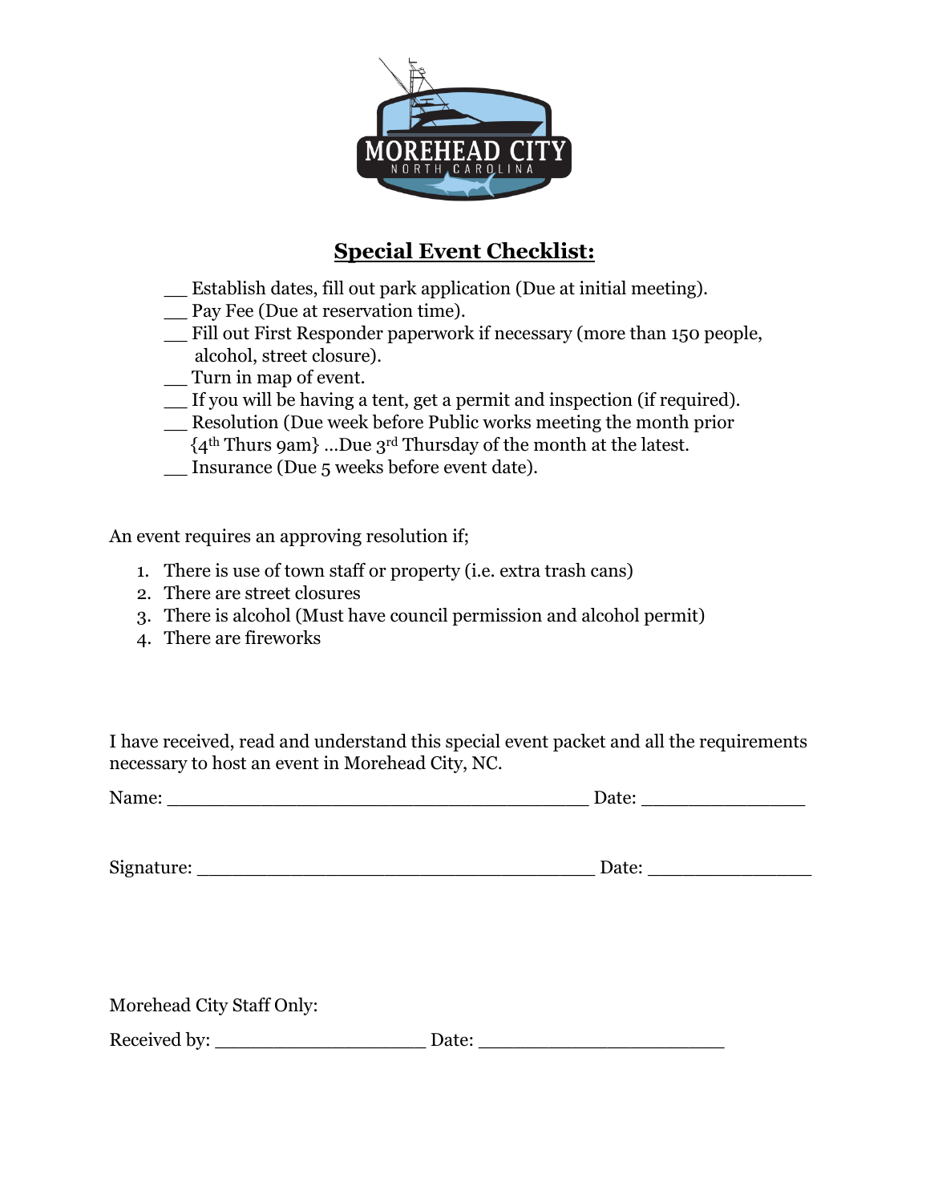MOREHEAD CITY
NORTH CAROLINA

## **Special Event Checklist:**

__ Establish dates, fill out park application (Due at initial meeting).
__ Pay Fee (Due at reservation time).
__ Fill out First Responder paperwork if necessary (more than 150 people, alcohol, street closure).
__ Turn in map of event.
__ If you will be having a tent, get a permit and inspection (if required).
__ Resolution (Due week before Public works meeting the month prior {4th Thurs 9am} …Due 3rd Thursday of the month at the latest.
__ Insurance (Due 5 weeks before event date).

An event requires an approving resolution if;

1. There is use of town staff or property (i.e. extra trash cans)
2. There are street closures
3. There is alcohol (Must have council permission and alcohol permit)
4. There are fireworks

I have received, read and understand this special event packet and all the requirements necessary to host an event in Morehead City, NC.

Name: ______________________________________ Date: _______________

Signature: ____________________________________ Date: _______________

Morehead City Staff Only:

Received by: ___________________ Date: ______________________